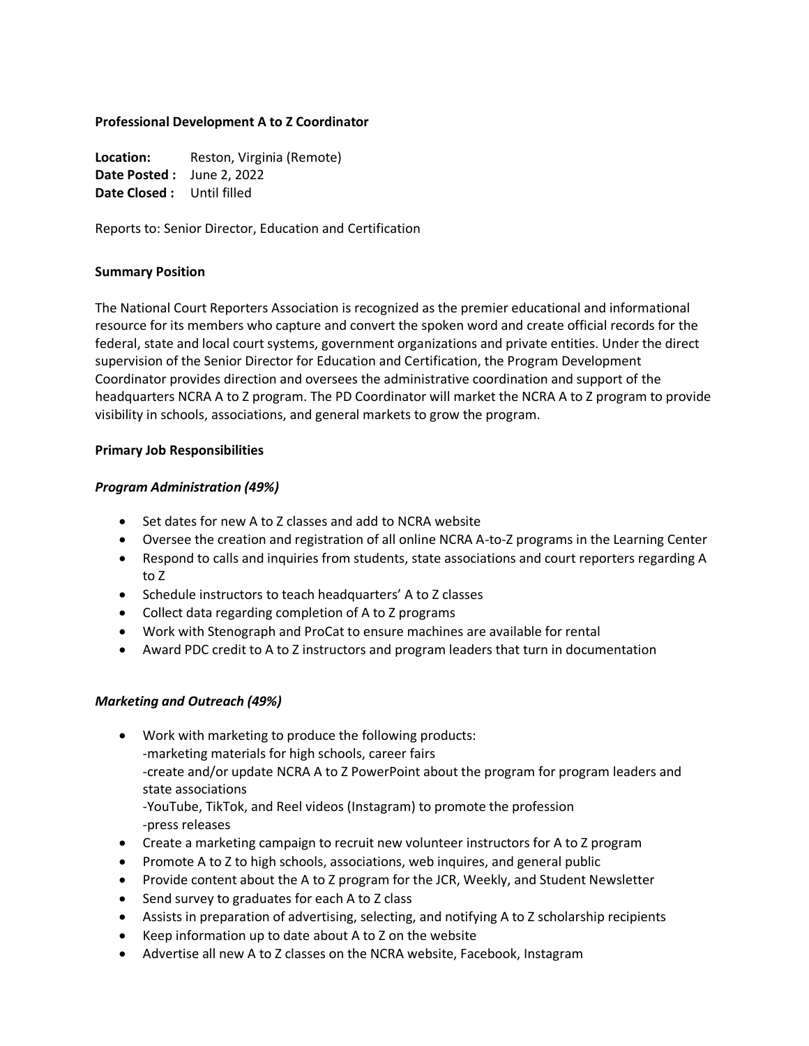**Professional Development A to Z Coordinator**

**Location:** Reston, Virginia (Remote)
**Date Posted :** June 2, 2022
**Date Closed :** Until filled

Reports to: Senior Director, Education and Certification

**Summary Position**

The National Court Reporters Association is recognized as the premier educational and informational resource for its members who capture and convert the spoken word and create official records for the federal, state and local court systems, government organizations and private entities. Under the direct supervision of the Senior Director for Education and Certification, the Program Development Coordinator provides direction and oversees the administrative coordination and support of the headquarters NCRA A to Z program. The PD Coordinator will market the NCRA A to Z program to provide visibility in schools, associations, and general markets to grow the program.

**Primary Job Responsibilities**

***Program Administration (49%)***

- Set dates for new A to Z classes and add to NCRA website
- Oversee the creation and registration of all online NCRA A-to-Z programs in the Learning Center
- Respond to calls and inquiries from students, state associations and court reporters regarding A to Z
- Schedule instructors to teach headquarters' A to Z classes
- Collect data regarding completion of A to Z programs
- Work with Stenograph and ProCat to ensure machines are available for rental
- Award PDC credit to A to Z instructors and program leaders that turn in documentation

***Marketing and Outreach (49%)***

- Work with marketing to produce the following products:
  -marketing materials for high schools, career fairs
  -create and/or update NCRA A to Z PowerPoint about the program for program leaders and state associations
  -YouTube, TikTok, and Reel videos (Instagram) to promote the profession
  -press releases
- Create a marketing campaign to recruit new volunteer instructors for A to Z program
- Promote A to Z to high schools, associations, web inquires, and general public
- Provide content about the A to Z program for the JCR, Weekly, and Student Newsletter
- Send survey to graduates for each A to Z class
- Assists in preparation of advertising, selecting, and notifying A to Z scholarship recipients
- Keep information up to date about A to Z on the website
- Advertise all new A to Z classes on the NCRA website, Facebook, Instagram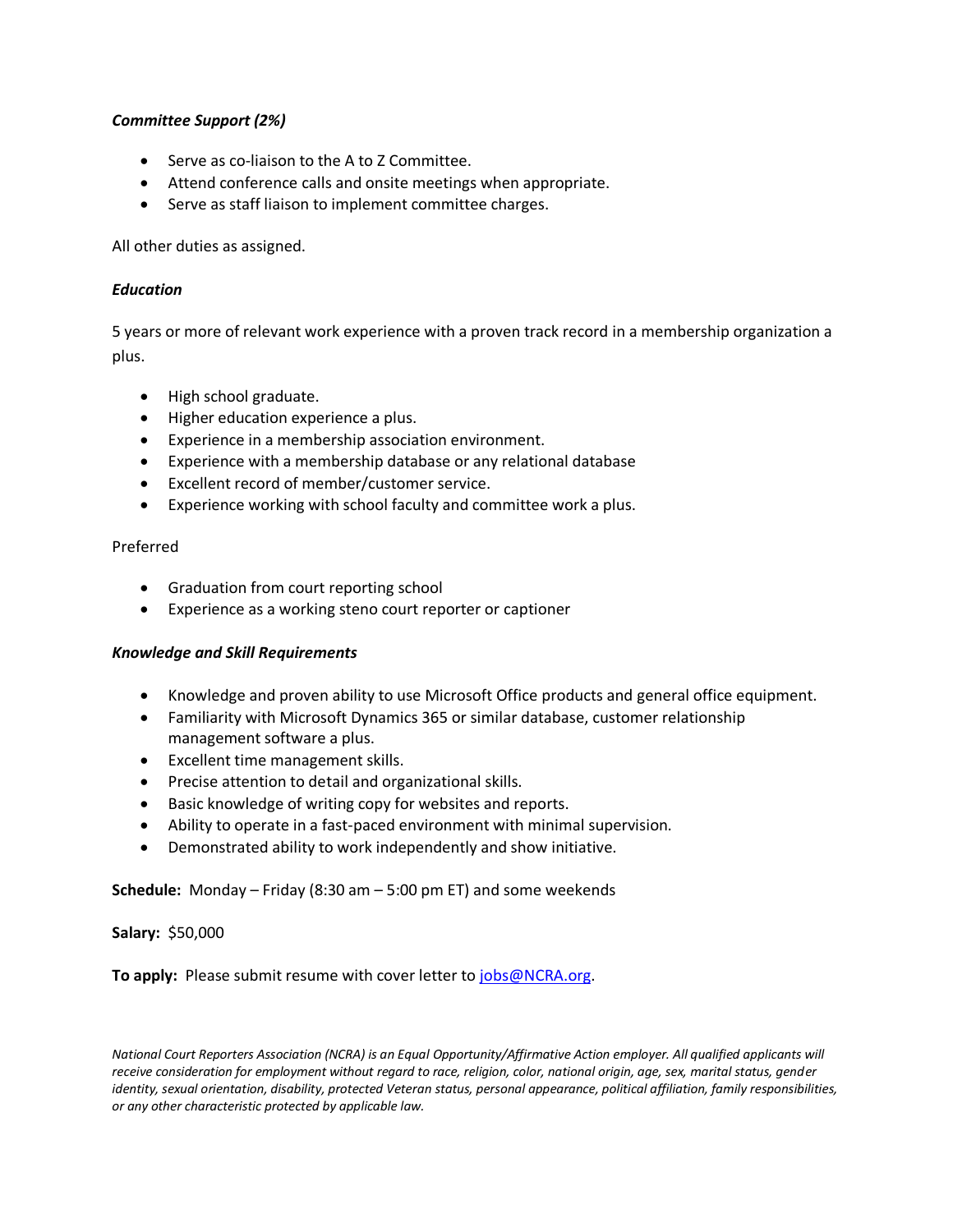***Committee Support (2%)***

- Serve as co-liaison to the A to Z Committee.
- Attend conference calls and onsite meetings when appropriate.
- Serve as staff liaison to implement committee charges.

All other duties as assigned.

***Education***

5 years or more of relevant work experience with a proven track record in a membership organization a plus.

- High school graduate.
- Higher education experience a plus.
- Experience in a membership association environment.
- Experience with a membership database or any relational database
- Excellent record of member/customer service.
- Experience working with school faculty and committee work a plus.

Preferred

- Graduation from court reporting school
- Experience as a working steno court reporter or captioner

***Knowledge and Skill Requirements***

- Knowledge and proven ability to use Microsoft Office products and general office equipment.
- Familiarity with Microsoft Dynamics 365 or similar database, customer relationship management software a plus.
- Excellent time management skills.
- Precise attention to detail and organizational skills.
- Basic knowledge of writing copy for websites and reports.
- Ability to operate in a fast-paced environment with minimal supervision.
- Demonstrated ability to work independently and show initiative.

**Schedule:** Monday – Friday (8:30 am – 5:00 pm ET) and some weekends

**Salary:** $50,000

**To apply:** Please submit resume with cover letter to jobs@NCRA.org.

*National Court Reporters Association (NCRA) is an Equal Opportunity/Affirmative Action employer. All qualified applicants will receive consideration for employment without regard to race, religion, color, national origin, age, sex, marital status, gender identity, sexual orientation, disability, protected Veteran status, personal appearance, political affiliation, family responsibilities, or any other characteristic protected by applicable law.*